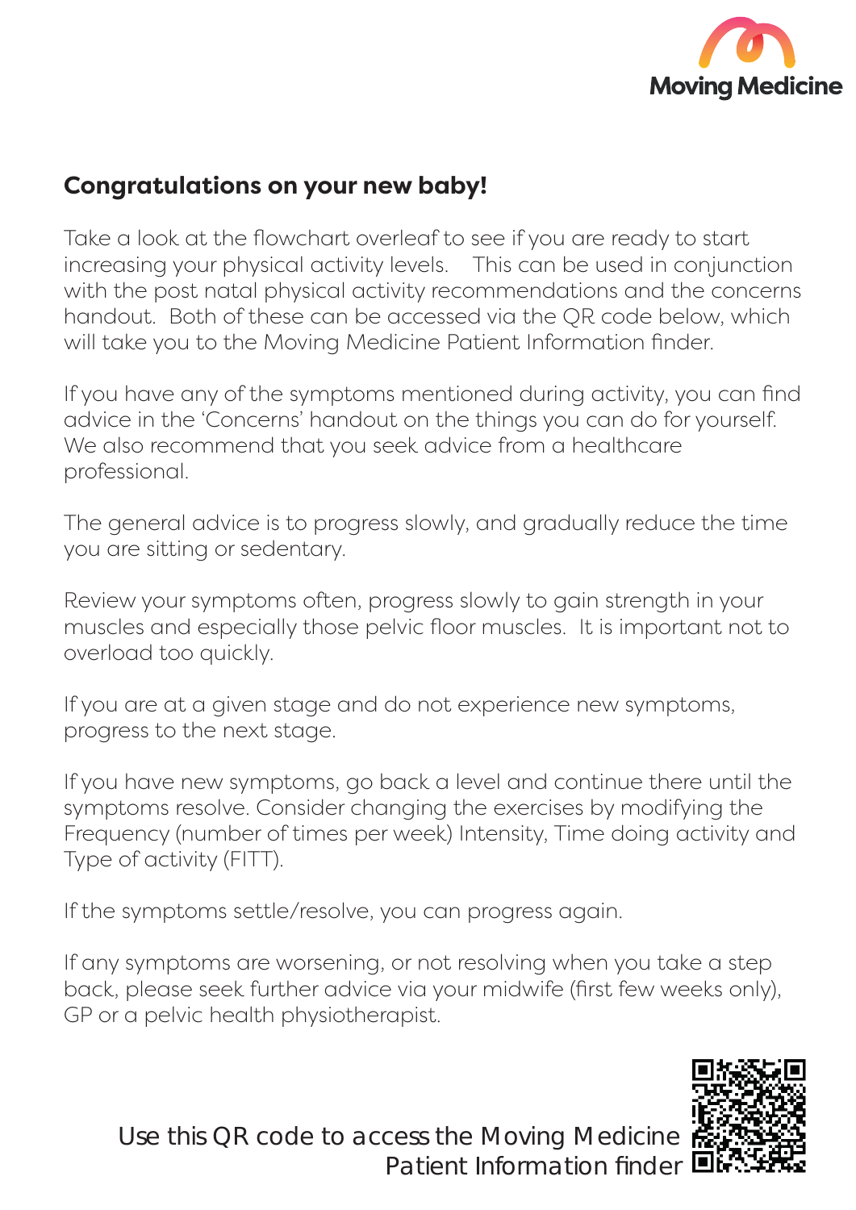Moving Medicine

## Congratulations on your new baby!

Take a look at the flowchart overleaf to see if you are ready to start increasing your physical activity levels. This can be used in conjunction with the post natal physical activity recommendations and the concerns handout. Both of these can be accessed via the QR code below, which will take you to the Moving Medicine Patient Information finder.

If you have any of the symptoms mentioned during activity, you can find advice in the 'Concerns' handout on the things you can do for yourself. We also recommend that you seek advice from a healthcare professional.

The general advice is to progress slowly, and gradually reduce the time you are sitting or sedentary.

Review your symptoms often, progress slowly to gain strength in your muscles and especially those pelvic floor muscles. It is important not to overload too quickly.

If you are at a given stage and do not experience new symptoms, progress to the next stage.

If you have new symptoms, go back a level and continue there until the symptoms resolve. Consider changing the exercises by modifying the Frequency (number of times per week) Intensity, Time doing activity and Type of activity (FITT).

If the symptoms settle/resolve, you can progress again.

If any symptoms are worsening, or not resolving when you take a step back, please seek further advice via your midwife (first few weeks only), GP or a pelvic health physiotherapist.

Use this QR code to access the Moving Medicine Patient Information finder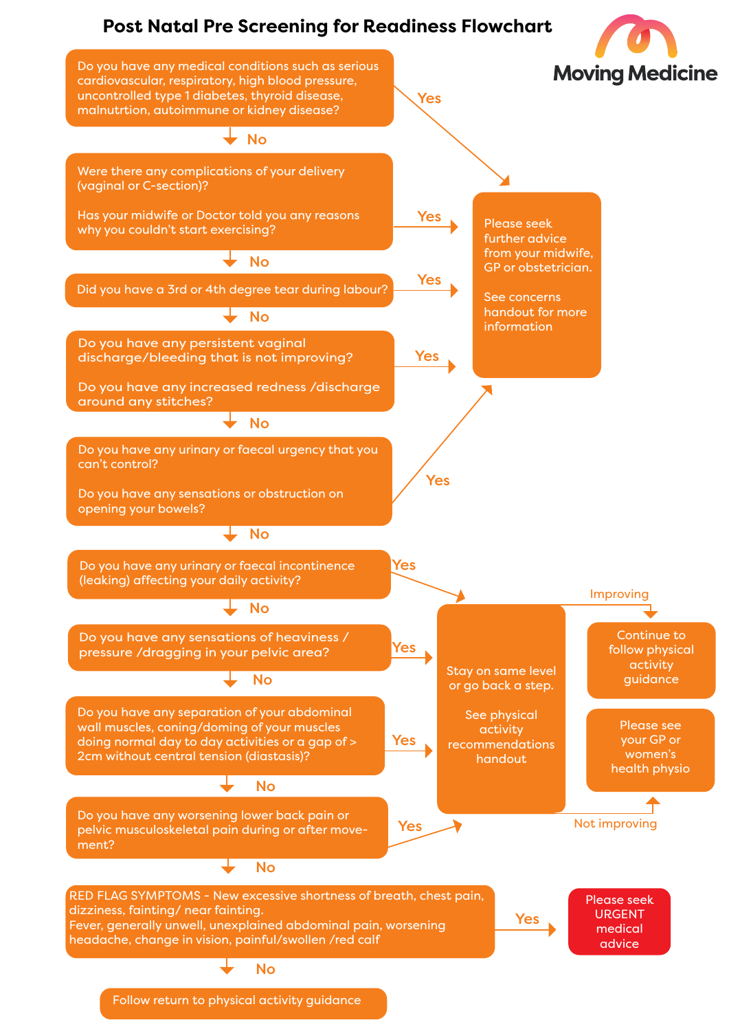# Post Natal Pre Screening for Readiness Flowchart

Moving Medicine

Do you have any medical conditions such as serious cardiovascular, respiratory, high blood pressure, uncontrolled type 1 diabetes, thyroid disease, malnutrtion, autoimmune or kidney disease?

Yes

No

Were there any complications of your delivery (vaginal or C-section)?

Has your midwife or Doctor told you any reasons why you couldn't start exercising?

Yes

No

Did you have a 3rd or 4th degree tear during labour?

Yes

No

Do you have any persistent vaginal discharge/bleeding that is not improving?

Do you have any increased redness /discharge around any stitches?

Yes

No

Do you have any urinary or faecal urgency that you can't control?

Do you have any sensations or obstruction on opening your bowels?

Yes

No

Please seek further advice from your midwife, GP or obstetrician.

See concerns handout for more information

Do you have any urinary or faecal incontinence (leaking) affecting your daily activity?

Yes

No

Do you have any sensations of heaviness / pressure /dragging in your pelvic area?

Yes

No

Do you have any separation of your abdominal wall muscles, coning/doming of your muscles doing normal day to day activities or a gap of > 2cm without central tension (diastasis)?

Yes

No

Do you have any worsening lower back pain or pelvic musculoskeletal pain during or after movement?

Yes

No

Stay on same level or go back a step.

See physical activity recommendations handout

Improving

Continue to follow physical activity guidance

Not improving

Please see your GP or women's health physio

RED FLAG SYMPTOMS - New excessive shortness of breath, chest pain, dizziness, fainting/ near fainting.
Fever, generally unwell, unexplained abdominal pain, worsening headache, change in vision, painful/swollen /red calf

Yes

Please seek URGENT medical advice

No

Follow return to physical activity guidance